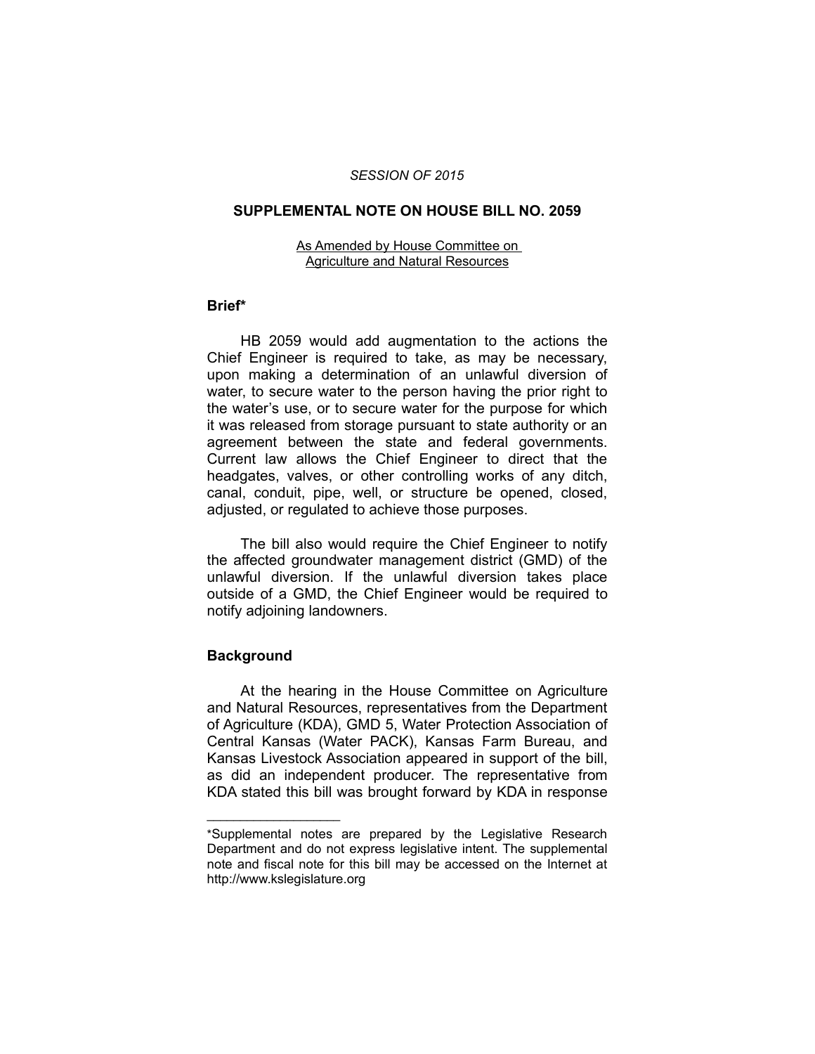*SESSION OF 2015*

# SUPPLEMENTAL NOTE ON HOUSE BILL NO. 2059

As Amended by House Committee on Agriculture and Natural Resources

## Brief*

HB 2059 would add augmentation to the actions the Chief Engineer is required to take, as may be necessary, upon making a determination of an unlawful diversion of water, to secure water to the person having the prior right to the water's use, or to secure water for the purpose for which it was released from storage pursuant to state authority or an agreement between the state and federal governments. Current law allows the Chief Engineer to direct that the headgates, valves, or other controlling works of any ditch, canal, conduit, pipe, well, or structure be opened, closed, adjusted, or regulated to achieve those purposes.

The bill also would require the Chief Engineer to notify the affected groundwater management district (GMD) of the unlawful diversion. If the unlawful diversion takes place outside of a GMD, the Chief Engineer would be required to notify adjoining landowners.

## Background

At the hearing in the House Committee on Agriculture and Natural Resources, representatives from the Department of Agriculture (KDA), GMD 5, Water Protection Association of Central Kansas (Water PACK), Kansas Farm Bureau, and Kansas Livestock Association appeared in support of the bill, as did an independent producer. The representative from KDA stated this bill was brought forward by KDA in response

---

*Supplemental notes are prepared by the Legislative Research Department and do not express legislative intent. The supplemental note and fiscal note for this bill may be accessed on the Internet at http://www.kslegislature.org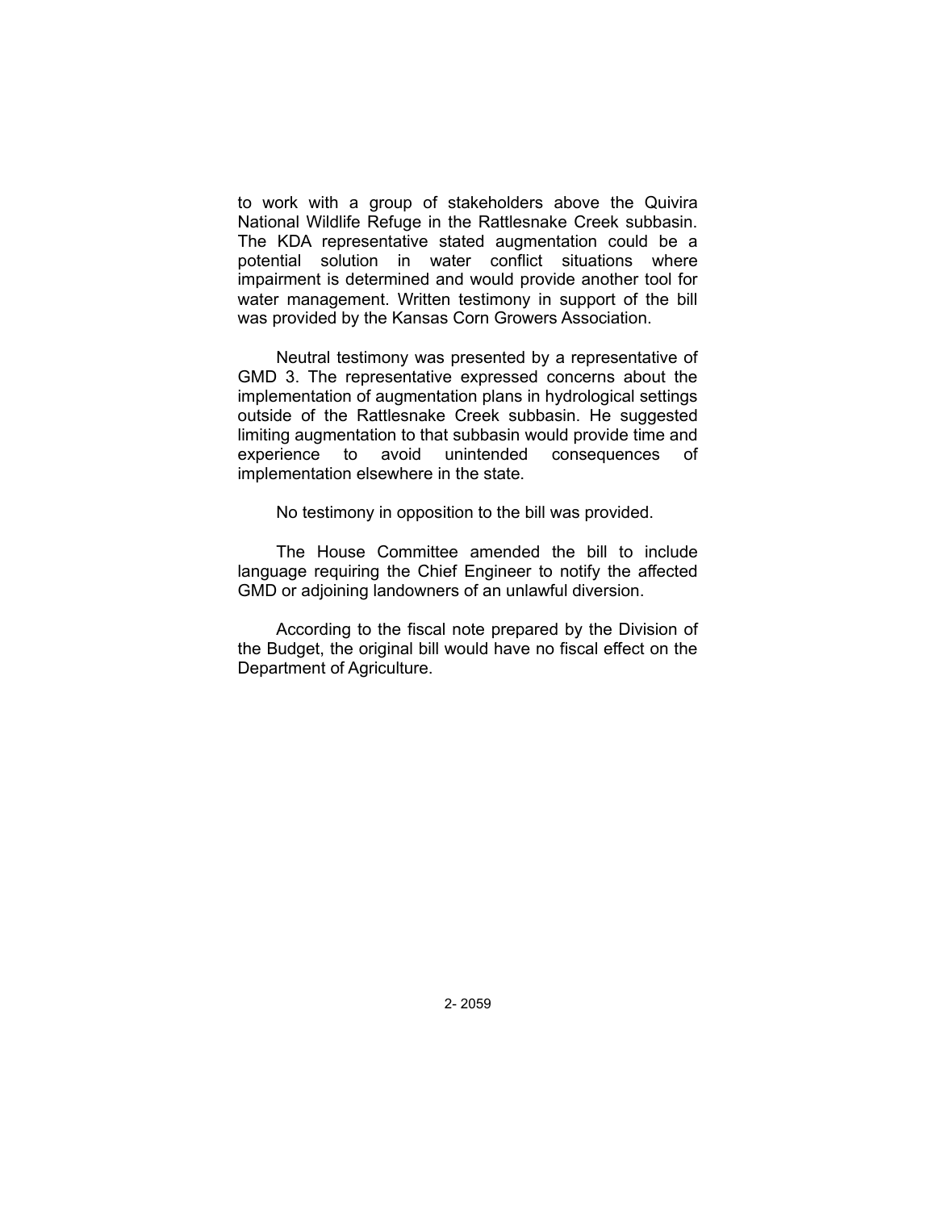to work with a group of stakeholders above the Quivira National Wildlife Refuge in the Rattlesnake Creek subbasin. The KDA representative stated augmentation could be a potential solution in water conflict situations where impairment is determined and would provide another tool for water management. Written testimony in support of the bill was provided by the Kansas Corn Growers Association.

Neutral testimony was presented by a representative of GMD 3. The representative expressed concerns about the implementation of augmentation plans in hydrological settings outside of the Rattlesnake Creek subbasin. He suggested limiting augmentation to that subbasin would provide time and experience to avoid unintended consequences of implementation elsewhere in the state.

No testimony in opposition to the bill was provided.

The House Committee amended the bill to include language requiring the Chief Engineer to notify the affected GMD or adjoining landowners of an unlawful diversion.

According to the fiscal note prepared by the Division of the Budget, the original bill would have no fiscal effect on the Department of Agriculture.